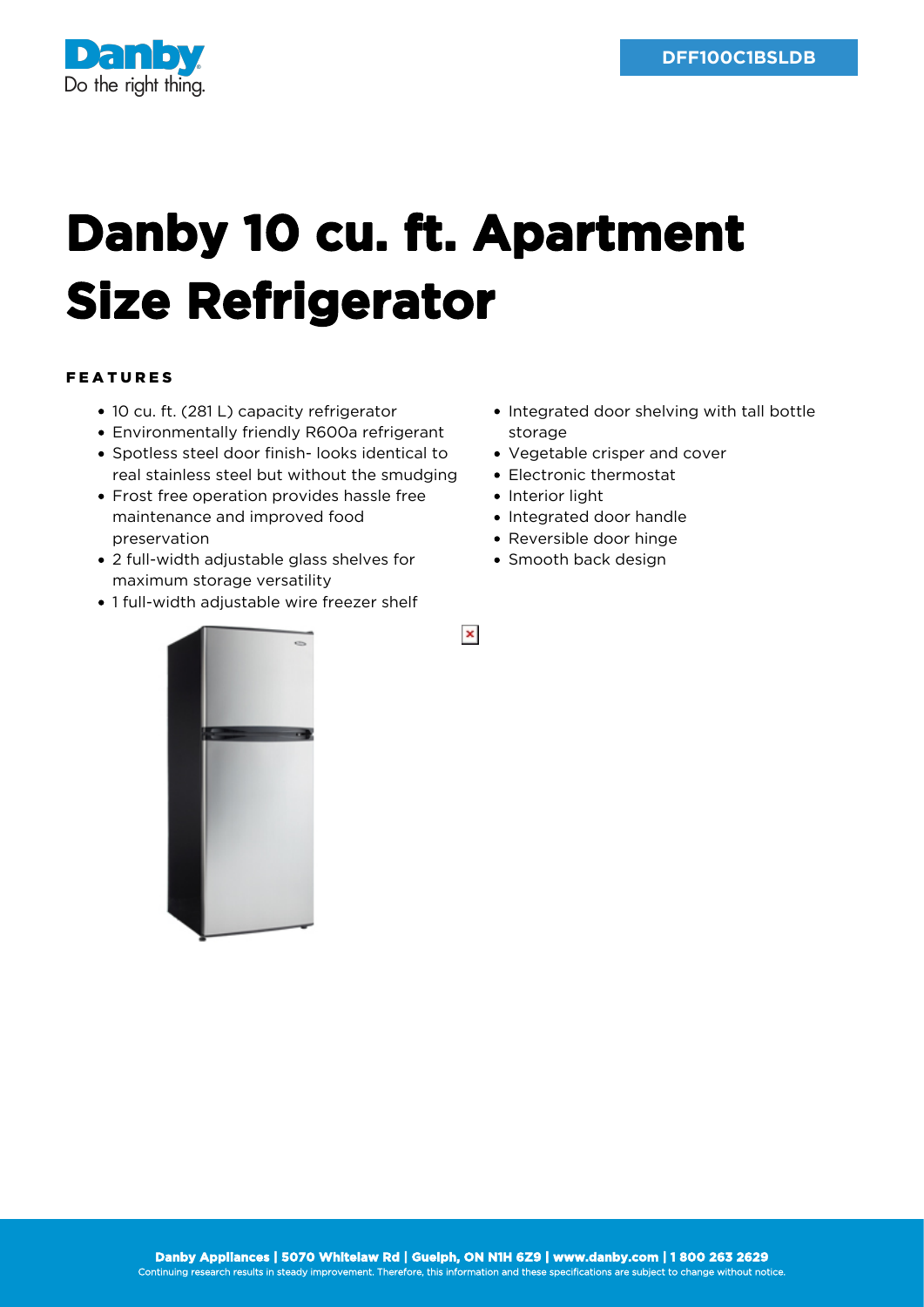Danby
Do the right thing.

DFF100C1BSLDB

# Danby 10 cu. ft. Apartment Size Refrigerator

### FEATURES

- 10 cu. ft. (281 L) capacity refrigerator
- Environmentally friendly R600a refrigerant
- Spotless steel door finish- looks identical to real stainless steel but without the smudging
- Frost free operation provides hassle free maintenance and improved food preservation
- 2 full-width adjustable glass shelves for maximum storage versatility
- 1 full-width adjustable wire freezer shelf
- Integrated door shelving with tall bottle storage
- Vegetable crisper and cover
- Electronic thermostat
- Interior light
- Integrated door handle
- Reversible door hinge
- Smooth back design

**Danby Appliances | 5070 Whitelaw Rd | Guelph, ON N1H 6Z9 | www.danby.com | 1 800 263 2629**
Continuing research results in steady improvement. Therefore, this information and these specifications are subject to change without notice.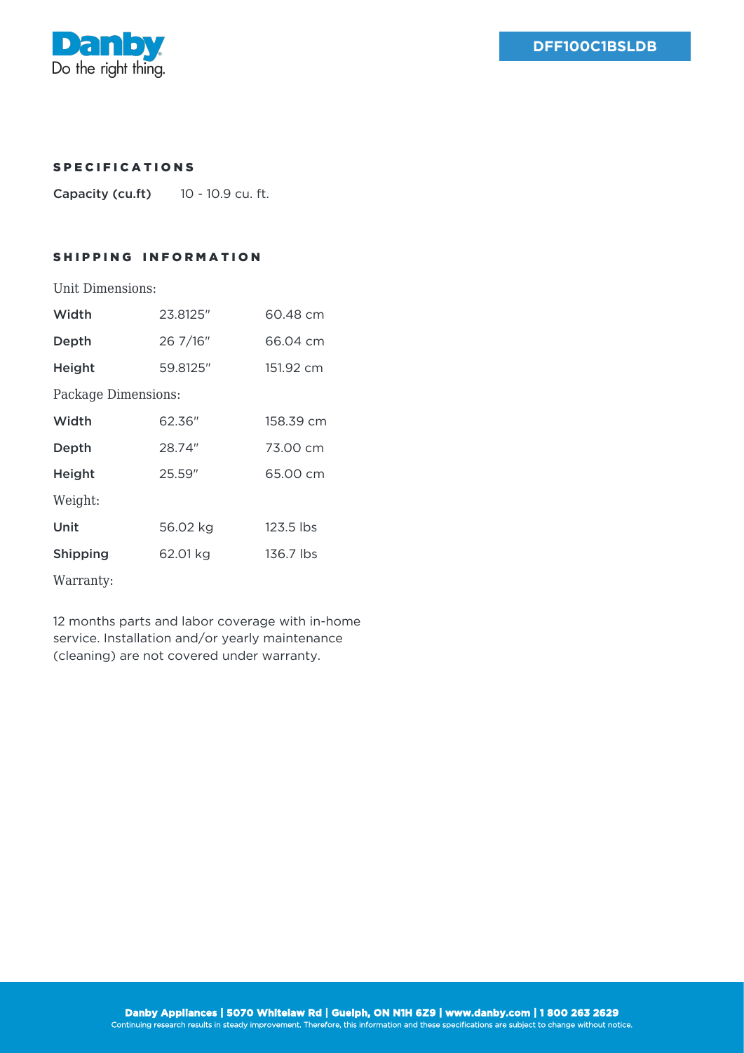## SPECIFICATIONS

| | |
|---|---|
| **Capacity (cu.ft)** | 10 - 10.9 cu. ft. |

## SHIPPING INFORMATION

Unit Dimensions:

| | | |
|---|---|---|
| **Width** | 23.8125" | 60.48 cm |
| **Depth** | 26 7/16" | 66.04 cm |
| **Height** | 59.8125" | 151.92 cm |

Package Dimensions:

| | | |
|---|---|---|
| **Width** | 62.36" | 158.39 cm |
| **Depth** | 28.74" | 73.00 cm |
| **Height** | 25.59" | 65.00 cm |

Weight:

| | | |
|---|---|---|
| **Unit** | 56.02 kg | 123.5 lbs |
| **Shipping** | 62.01 kg | 136.7 lbs |

Warranty:

12 months parts and labor coverage with in-home service. Installation and/or yearly maintenance (cleaning) are not covered under warranty.

**Danby Appliances | 5070 Whitelaw Rd | Guelph, ON N1H 6Z9 | www.danby.com | 1 800 263 2629**
Continuing research results in steady improvement. Therefore, this information and these specifications are subject to change without notice.